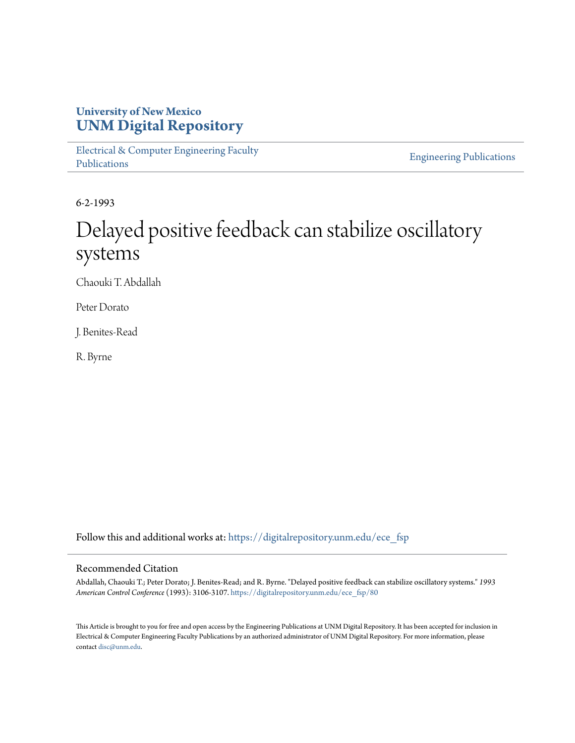University of New Mexico
**UNM Digital Repository**

Electrical & Computer Engineering Faculty Publications

Engineering Publications

6-2-1993

# Delayed positive feedback can stabilize oscillatory systems

Chaouki T. Abdallah

Peter Dorato

J. Benites-Read

R. Byrne

Follow this and additional works at: https://digitalrepository.unm.edu/ece_fsp

## Recommended Citation

Abdallah, Chaouki T.; Peter Dorato; J. Benites-Read; and R. Byrne. "Delayed positive feedback can stabilize oscillatory systems." *1993 American Control Conference* (1993): 3106-3107. https://digitalrepository.unm.edu/ece_fsp/80

This Article is brought to you for free and open access by the Engineering Publications at UNM Digital Repository. It has been accepted for inclusion in Electrical & Computer Engineering Faculty Publications by an authorized administrator of UNM Digital Repository. For more information, please contact disc@unm.edu.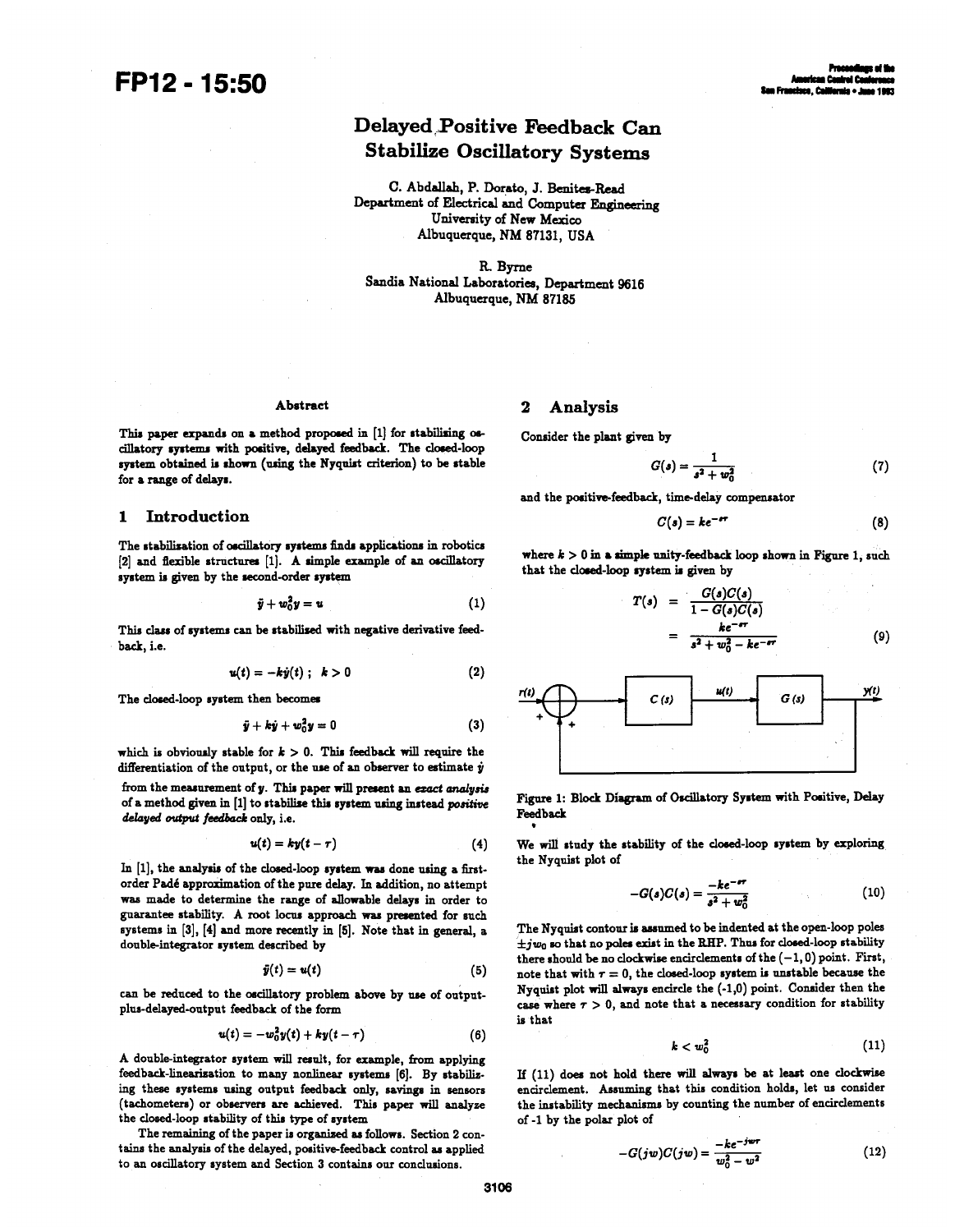# Delayed Positive Feedback Can Stabilize Oscillatory Systems

C. Abdallah, P. Dorato, J. Benites-Read
Department of Electrical and Computer Engineering
University of New Mexico
Albuquerque, NM 87131, USA

R. Byrne
Sandia National Laboratories, Department 9616
Albuquerque, NM 87185

## Abstract

This paper expands on a method proposed in [1] for stabilizing oscillatory systems with positive, delayed feedback. The closed-loop system obtained is shown (using the Nyquist criterion) to be stable for a range of delays.

## 1 Introduction

The stabilization of oscillatory systems finds applications in robotics [2] and flexible structures [1]. A simple example of an oscillatory system is given by the second-order system

$$\ddot{y} + w_0^2 y = u \tag{1}$$

This class of systems can be stabilized with negative derivative feedback, i.e.

$$u(t) = -k\dot{y}(t)\ ;\ k > 0 \tag{2}$$

The closed-loop system then becomes

$$\ddot{y} + k\dot{y} + w_0^2 y = 0 \tag{3}$$

which is obviously stable for $k > 0$. This feedback will require the differentiation of the output, or the use of an observer to estimate $\dot{y}$ from the measurement of $y$. This paper will present an *exact analysis* of a method given in [1] to stabilize this system using instead *positive delayed output feedback* only, i.e.

$$u(t) = ky(t - \tau) \tag{4}$$

In [1], the analysis of the closed-loop system was done using a first-order Padé approximation of the pure delay. In addition, no attempt was made to determine the range of allowable delays in order to guarantee stability. A root locus approach was presented for such systems in [3], [4] and more recently in [5]. Note that in general, a double-integrator system described by

$$\ddot{y}(t) = u(t) \tag{5}$$

can be reduced to the oscillatory problem above by use of output-plus-delayed-output feedback of the form

$$u(t) = -w_0^2 y(t) + ky(t - \tau) \tag{6}$$

A double-integrator system will result, for example, from applying feedback-linearization to many nonlinear systems [6]. By stabilizing these systems using output feedback only, savings in sensors (tachometers) or observers are achieved. This paper will analyze the closed-loop stability of this type of system

The remaining of the paper is organized as follows. Section 2 contains the analysis of the delayed, positive-feedback control as applied to an oscillatory system and Section 3 contains our conclusions.

## 2 Analysis

Consider the plant given by

$$G(s) = \frac{1}{s^2 + w_0^2} \tag{7}$$

and the positive-feedback, time-delay compensator

$$C(s) = ke^{-s\tau} \tag{8}$$

where $k > 0$ in a simple unity-feedback loop shown in Figure 1, such that the closed-loop system is given by

$$\begin{aligned} T(s) &= \frac{G(s)C(s)}{1 - G(s)C(s)} \\ &= \frac{ke^{-s\tau}}{s^2 + w_0^2 - ke^{-s\tau}} \end{aligned} \tag{9}$$

Figure 1: Block Diagram of Oscillatory System with Positive, Delay Feedback

We will study the stability of the closed-loop system by exploring the Nyquist plot of

$$-G(s)C(s) = \frac{-ke^{-s\tau}}{s^2 + w_0^2} \tag{10}$$

The Nyquist contour is assumed to be indented at the open-loop poles $\pm jw_0$ so that no poles exist in the RHP. Thus for closed-loop stability there should be no clockwise encirclements of the $(-1, 0)$ point. First, note that with $\tau = 0$, the closed-loop system is unstable because the Nyquist plot will always encircle the (-1,0) point. Consider then the case where $\tau > 0$, and note that a necessary condition for stability is that

$$k < w_0^2 \tag{11}$$

If (11) does not hold there will always be at least one clockwise encirclement. Assuming that this condition holds, let us consider the instability mechanisms by counting the number of encirclements of -1 by the polar plot of

$$-G(jw)C(jw) = \frac{-ke^{-jw\tau}}{w_0^2 - w^2} \tag{12}$$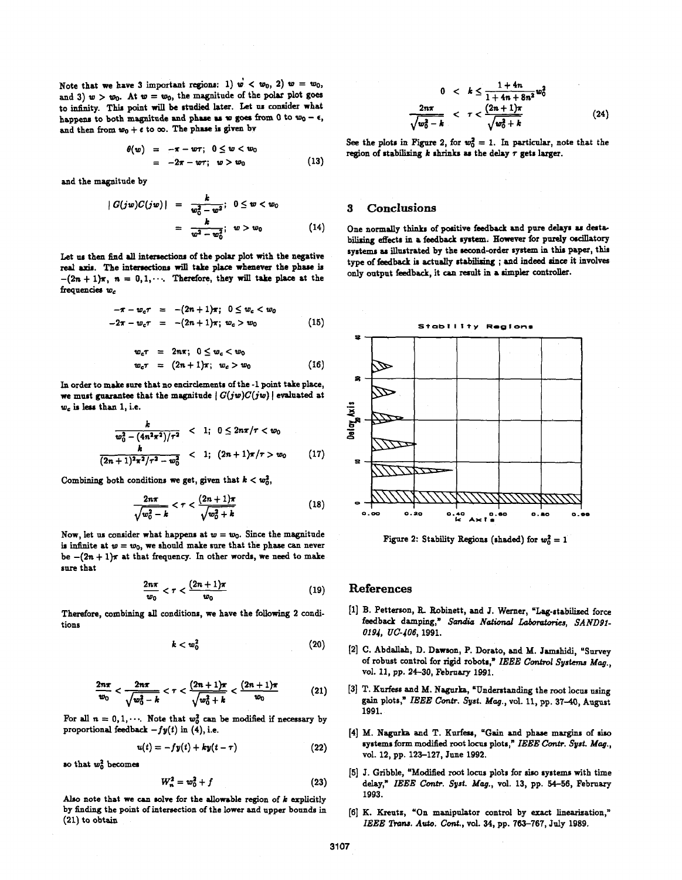Note that we have 3 important regions: 1) $w < w_0$, 2) $w = w_0$, and 3) $w > w_0$. At $w = w_0$, the magnitude of the polar plot goes to infinity. This point will be studied later. Let us consider what happens to both magnitude and phase as $w$ goes from 0 to $w_0 - \epsilon$, and then from $w_0 + \epsilon$ to $\infty$. The phase is given by

$$\begin{aligned}\theta(w) &= -\pi - w\tau;\ 0 \leq w < w_0 \\ &= -2\pi - w\tau;\ w > w_0\end{aligned} \tag{13}$$

and the magnitude by

$$\begin{aligned}\mid G(jw)C(jw) \mid &= \frac{k}{w_0^2 - w^2};\ 0 \leq w < w_0 \\ &= \frac{k}{w^2 - w_0^2};\ w > w_0\end{aligned} \tag{14}$$

Let us then find all intersections of the polar plot with the negative real axis. The intersections will take place whenever the phase is $-(2n+1)\pi$, $n = 0, 1, \cdots$. Therefore, they will take place at the frequencies $w_c$

$$\begin{aligned}-\pi - w_c\tau &= -(2n+1)\pi;\ 0 \leq w_c < w_0 \\ -2\pi - w_c\tau &= -(2n+1)\pi;\ w_c > w_0\end{aligned} \tag{15}$$

$$\begin{aligned}w_c\tau &= 2n\pi;\ 0 \leq w_c < w_0 \\ w_c\tau &= (2n+1)\pi;\ w_c > w_0\end{aligned} \tag{16}$$

In order to make sure that no encirclements of the -1 point take place, we must guarantee that the magnitude $\mid G(jw)C(jw) \mid$ evaluated at $w_c$ is less than 1, i.e.

$$\begin{aligned}\frac{k}{w_0^2 - (4n^2\pi^2)/\tau^2} &< 1;\ 0 \leq 2n\pi/\tau < w_0 \\ \frac{k}{(2n+1)^2\pi^2/\tau^2 - w_0^2} &< 1;\ (2n+1)\pi/\tau > w_0\end{aligned} \tag{17}$$

Combining both conditions we get, given that $k < w_0^2$,

$$\frac{2n\pi}{\sqrt{w_0^2 - k}} < \tau < \frac{(2n+1)\pi}{\sqrt{w_0^2 + k}} \tag{18}$$

Now, let us consider what happens at $w = w_0$. Since the magnitude is infinite at $w = w_0$, we should make sure that the phase can never be $-(2n+1)\pi$ at that frequency. In other words, we need to make sure that

$$\frac{2n\pi}{w_0} < \tau < \frac{(2n+1)\pi}{w_0} \tag{19}$$

Therefore, combining all conditions, we have the following 2 conditions

$$k < w_0^2 \tag{20}$$

$$\frac{2n\pi}{w_0} < \frac{2n\pi}{\sqrt{w_0^2 - k}} < \tau < \frac{(2n+1)\pi}{\sqrt{w_0^2 + k}} < \frac{(2n+1)\pi}{w_0} \tag{21}$$

For all $n = 0, 1, \cdots$. Note that $w_0^2$ can be modified if necessary by proportional feedback $-fy(t)$ in (4), i.e.

$$u(t) = -fy(t) + ky(t - \tau) \tag{22}$$

so that $w_0^2$ becomes

$$W_n^2 = w_0^2 + f \tag{23}$$

Also note that we can solve for the allowable region of $k$ explicitly by finding the point of intersection of the lower and upper bounds in (21) to obtain

$$\begin{aligned}0 &< k \leq \frac{1+4n}{1+4n+8n^2} w_0^2 \\ \frac{2n\pi}{\sqrt{w_0^2 - k}} &< \tau < \frac{(2n+1)\pi}{\sqrt{w_0^2 + k}}\end{aligned} \tag{24}$$

See the plots in Figure 2, for $w_0^2 = 1$. In particular, note that the region of stabilizing $k$ shrinks as the delay $\tau$ gets larger.

## 3 Conclusions

One normally thinks of positive feedback and pure delays as destabilizing effects in a feedback system. However for purely oscillatory systems as illustrated by the second-order system in this paper, this type of feedback is actually stabilizing ; and indeed since it involves only output feedback, it can result in a simpler controller.

Stability Regions

Delay Axis

k Axis

0.00 0.20 0.40 0.60 0.80 0.99

Figure 2: Stability Regions (shaded) for $w_0^2 = 1$

## References

[1] B. Petterson, R. Robinett, and J. Werner, "Lag-stabilized force feedback damping," *Sandia National Laboratories, SAND91-0194, UC-406*, 1991.

[2] C. Abdallah, D. Dawson, P. Dorato, and M. Jamshidi, "Survey of robust control for rigid robots," *IEEE Control Systems Mag.*, vol. 11, pp. 24–30, February 1991.

[3] T. Kurfess and M. Nagurka, "Understanding the root locus using gain plots," *IEEE Contr. Syst. Mag.*, vol. 11, pp. 37–40, August 1991.

[4] M. Nagurka and T. Kurfess, "Gain and phase margins of siso systems form modified root locus plots," *IEEE Contr. Syst. Mag.*, vol. 12, pp. 123–127, June 1992.

[5] J. Gribble, "Modified root locus plots for siso systems with time delay," *IEEE Contr. Syst. Mag.*, vol. 13, pp. 54–56, February 1993.

[6] K. Kreutz, "On manipulator control by exact linearization," *IEEE Trans. Auto. Cont.*, vol. 34, pp. 763–767, July 1989.